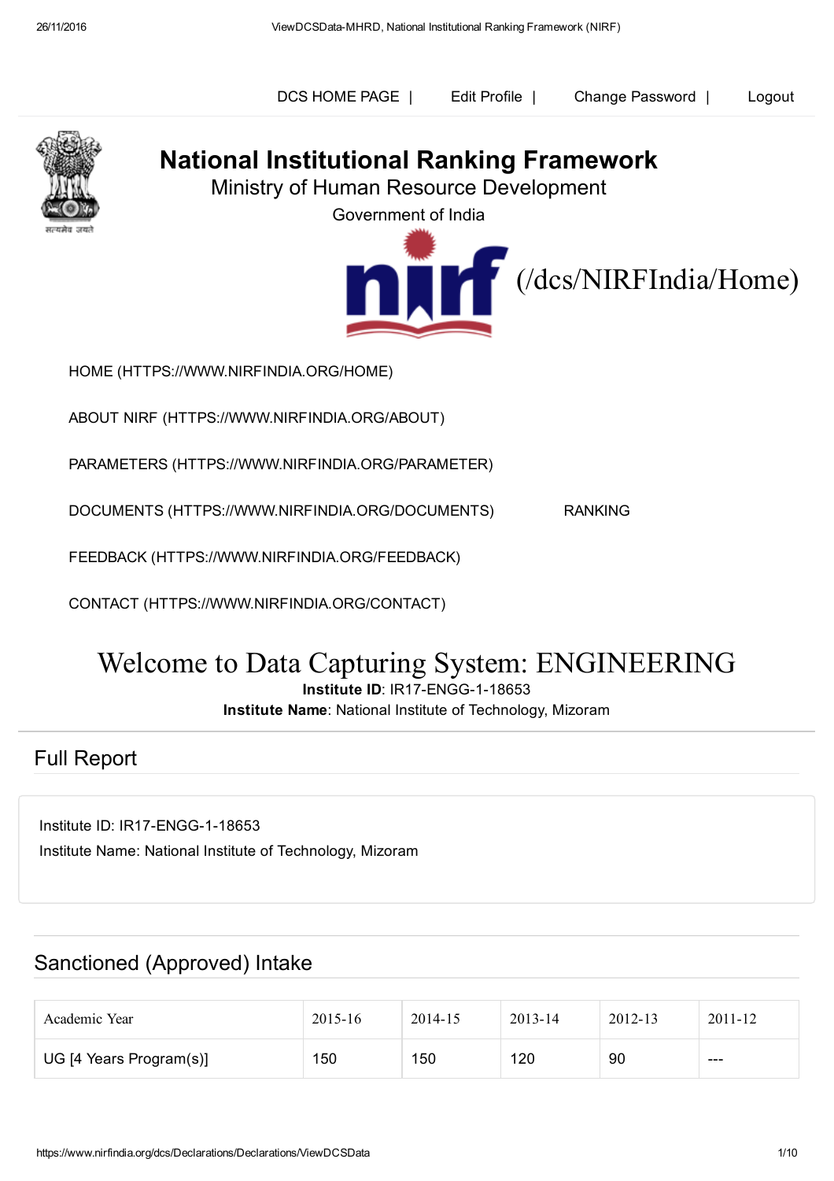DCS HOME PAGE | Edit Profile | Change Password | Logout

# National Institutional Ranking Framework

Ministry of Human Resource Development

Government of India

(/dcs/NIRFIndia/Home)

HOME (HTTPS://WWW.NIRFINDIA.ORG/HOME)

ABOUT NIRF (HTTPS://WWW.NIRFINDIA.ORG/ABOUT)

PARAMETERS (HTTPS://WWW.NIRFINDIA.ORG/PARAMETER)

DOCUMENTS (HTTPS://WWW.NIRFINDIA.ORG/DOCUMENTS) RANKING

FEEDBACK (HTTPS://WWW.NIRFINDIA.ORG/FEEDBACK)

CONTACT (HTTPS://WWW.NIRFINDIA.ORG/CONTACT)

# Welcome to Data Capturing System: ENGINEERING

**Institute ID**: IR17-ENGG-1-18653

**Institute Name**: National Institute of Technology, Mizoram

## Full Report

Institute ID: IR17-ENGG-1-18653

Institute Name: National Institute of Technology, Mizoram

## Sanctioned (Approved) Intake

| Academic Year | 2015-16 | 2014-15 | 2013-14 | 2012-13 | 2011-12 |
|---|---|---|---|---|---|
| UG [4 Years Program(s)] | 150 | 150 | 120 | 90 | --- |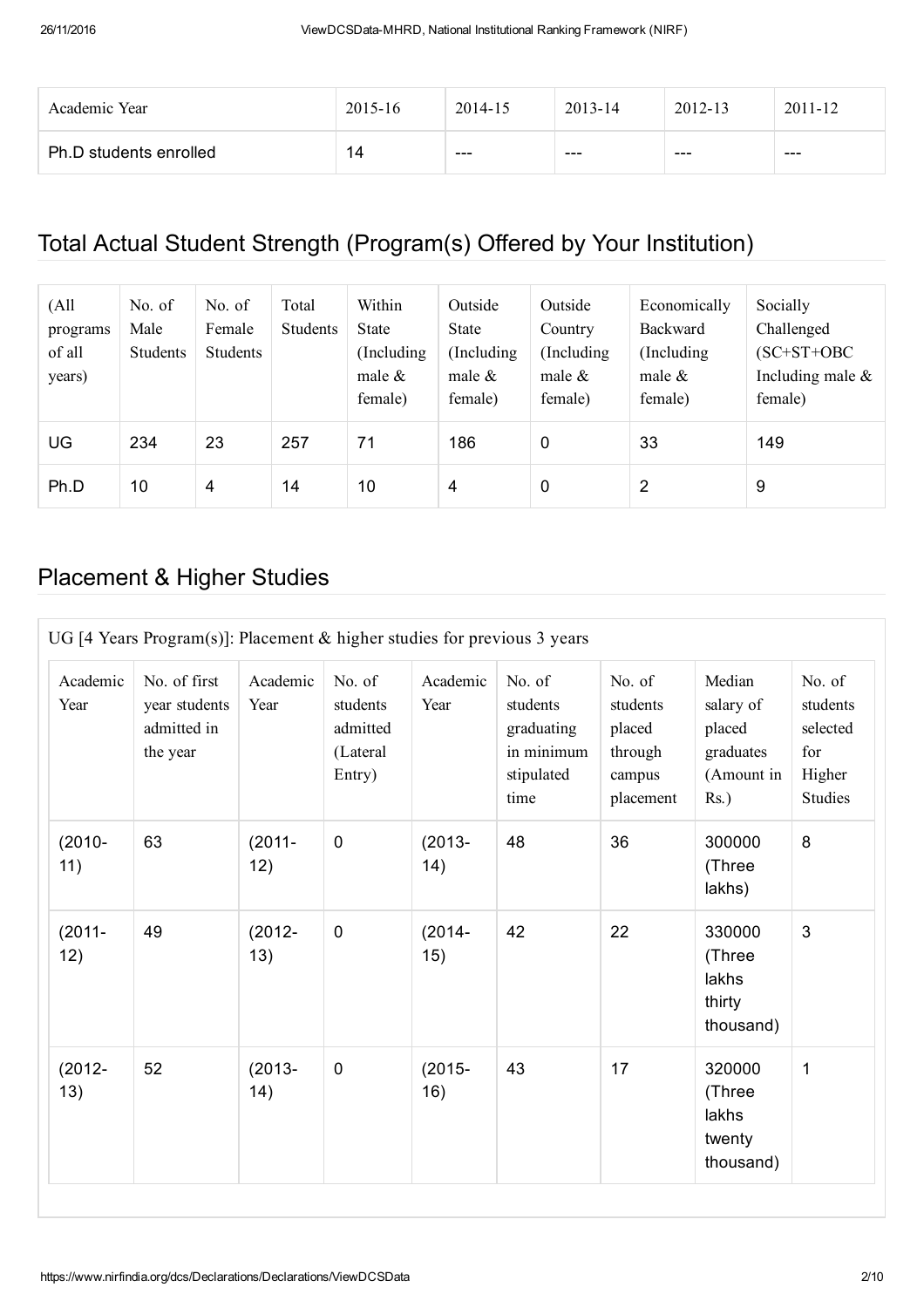| Academic Year | 2015-16 | 2014-15 | 2013-14 | 2012-13 | 2011-12 |
|---|---|---|---|---|---|
| Ph.D students enrolled | 14 | --- | --- | --- | --- |

## Total Actual Student Strength (Program(s) Offered by Your Institution)

| (All programs of all years) | No. of Male Students | No. of Female Students | Total Students | Within State (Including male & female) | Outside State (Including male & female) | Outside Country (Including male & female) | Economically Backward (Including male & female) | Socially Challenged (SC+ST+OBC Including male & female) |
|---|---|---|---|---|---|---|---|---|
| UG | 234 | 23 | 257 | 71 | 186 | 0 | 33 | 149 |
| Ph.D | 10 | 4 | 14 | 10 | 4 | 0 | 2 | 9 |

## Placement & Higher Studies

UG [4 Years Program(s)]: Placement & higher studies for previous 3 years

| Academic Year | No. of first year students admitted in the year | Academic Year | No. of students admitted (Lateral Entry) | Academic Year | No. of students graduating in minimum stipulated time | No. of students placed through campus placement | Median salary of placed graduates (Amount in Rs.) | No. of students selected for Higher Studies |
|---|---|---|---|---|---|---|---|---|
| (2010-11) | 63 | (2011-12) | 0 | (2013-14) | 48 | 36 | 300000 (Three lakhs) | 8 |
| (2011-12) | 49 | (2012-13) | 0 | (2014-15) | 42 | 22 | 330000 (Three lakhs thirty thousand) | 3 |
| (2012-13) | 52 | (2013-14) | 0 | (2015-16) | 43 | 17 | 320000 (Three lakhs twenty thousand) | 1 |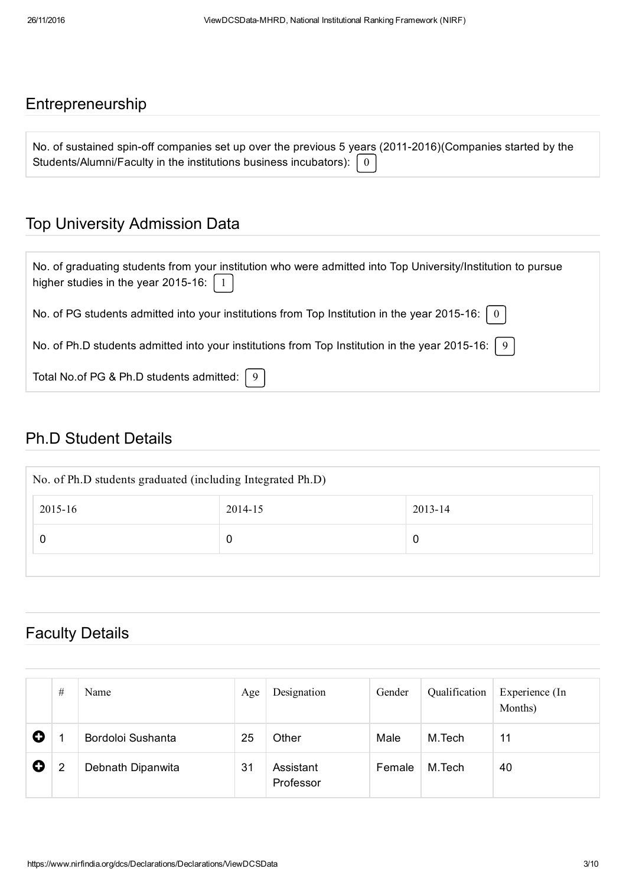## Entrepreneurship

No. of sustained spin-off companies set up over the previous 5 years (2011-2016)(Companies started by the Students/Alumni/Faculty in the institutions business incubators): 0

## Top University Admission Data

No. of graduating students from your institution who were admitted into Top University/Institution to pursue higher studies in the year 2015-16: 1

No. of PG students admitted into your institutions from Top Institution in the year 2015-16: 0

No. of Ph.D students admitted into your institutions from Top Institution in the year 2015-16: 9

Total No.of PG & Ph.D students admitted: 9

## Ph.D Student Details

| No. of Ph.D students graduated (including Integrated Ph.D) | | |
|---|---|---|
| 2015-16 | 2014-15 | 2013-14 |
| 0 | 0 | 0 |

## Faculty Details

| # | Name | Age | Designation | Gender | Qualification | Experience (In Months) |
|---|---|---|---|---|---|---|
| 1 | Bordoloi Sushanta | 25 | Other | Male | M.Tech | 11 |
| 2 | Debnath Dipanwita | 31 | Assistant Professor | Female | M.Tech | 40 |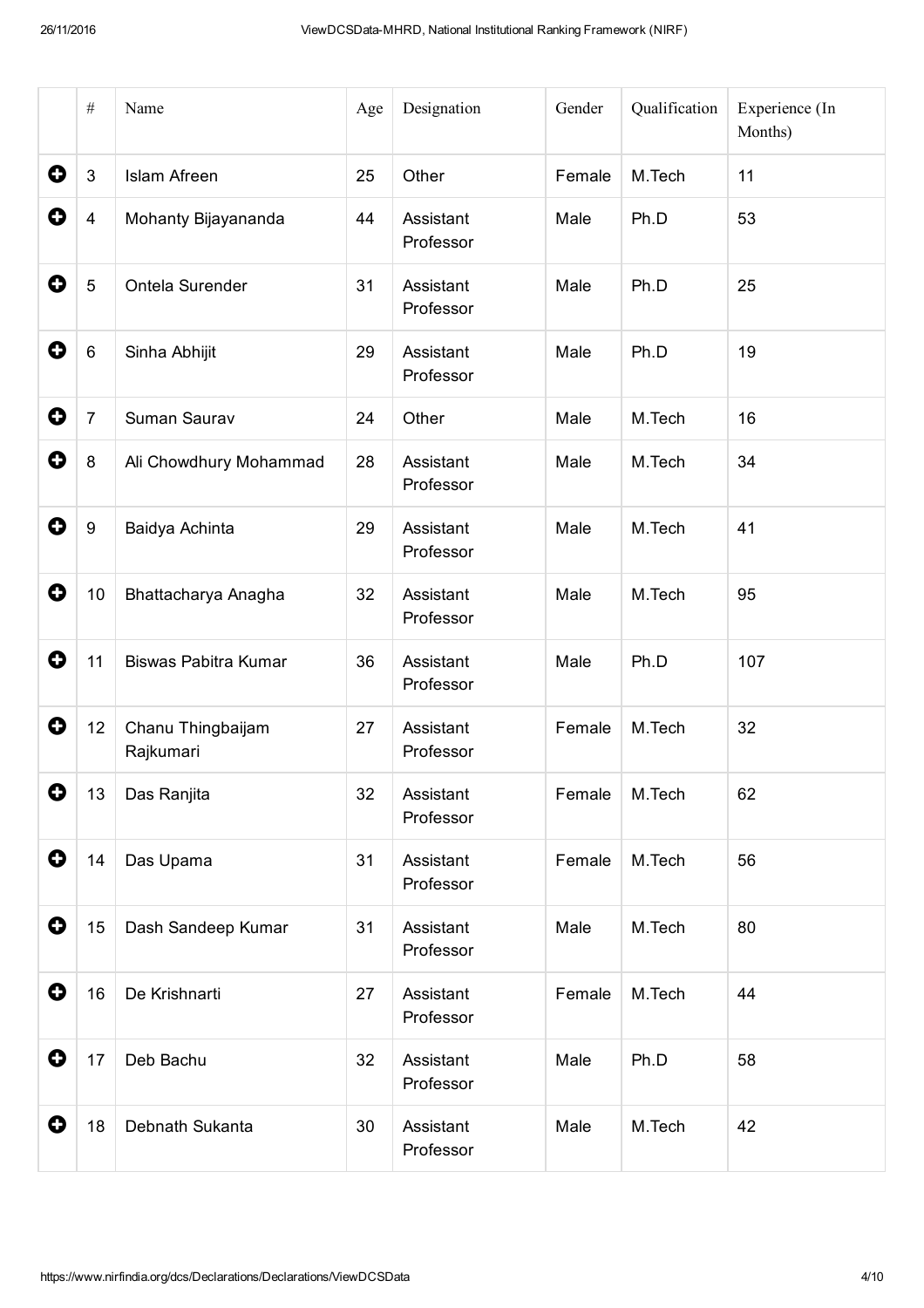| | # | Name | Age | Designation | Gender | Qualification | Experience (In Months) |
|---|---|---|---|---|---|---|---|
| ➕ | 3 | Islam Afreen | 25 | Other | Female | M.Tech | 11 |
| ➕ | 4 | Mohanty Bijayananda | 44 | Assistant Professor | Male | Ph.D | 53 |
| ➕ | 5 | Ontela Surender | 31 | Assistant Professor | Male | Ph.D | 25 |
| ➕ | 6 | Sinha Abhijit | 29 | Assistant Professor | Male | Ph.D | 19 |
| ➕ | 7 | Suman Saurav | 24 | Other | Male | M.Tech | 16 |
| ➕ | 8 | Ali Chowdhury Mohammad | 28 | Assistant Professor | Male | M.Tech | 34 |
| ➕ | 9 | Baidya Achinta | 29 | Assistant Professor | Male | M.Tech | 41 |
| ➕ | 10 | Bhattacharya Anagha | 32 | Assistant Professor | Male | M.Tech | 95 |
| ➕ | 11 | Biswas Pabitra Kumar | 36 | Assistant Professor | Male | Ph.D | 107 |
| ➕ | 12 | Chanu Thingbaijam Rajkumari | 27 | Assistant Professor | Female | M.Tech | 32 |
| ➕ | 13 | Das Ranjita | 32 | Assistant Professor | Female | M.Tech | 62 |
| ➕ | 14 | Das Upama | 31 | Assistant Professor | Female | M.Tech | 56 |
| ➕ | 15 | Dash Sandeep Kumar | 31 | Assistant Professor | Male | M.Tech | 80 |
| ➕ | 16 | De Krishnarti | 27 | Assistant Professor | Female | M.Tech | 44 |
| ➕ | 17 | Deb Bachu | 32 | Assistant Professor | Male | Ph.D | 58 |
| ➕ | 18 | Debnath Sukanta | 30 | Assistant Professor | Male | M.Tech | 42 |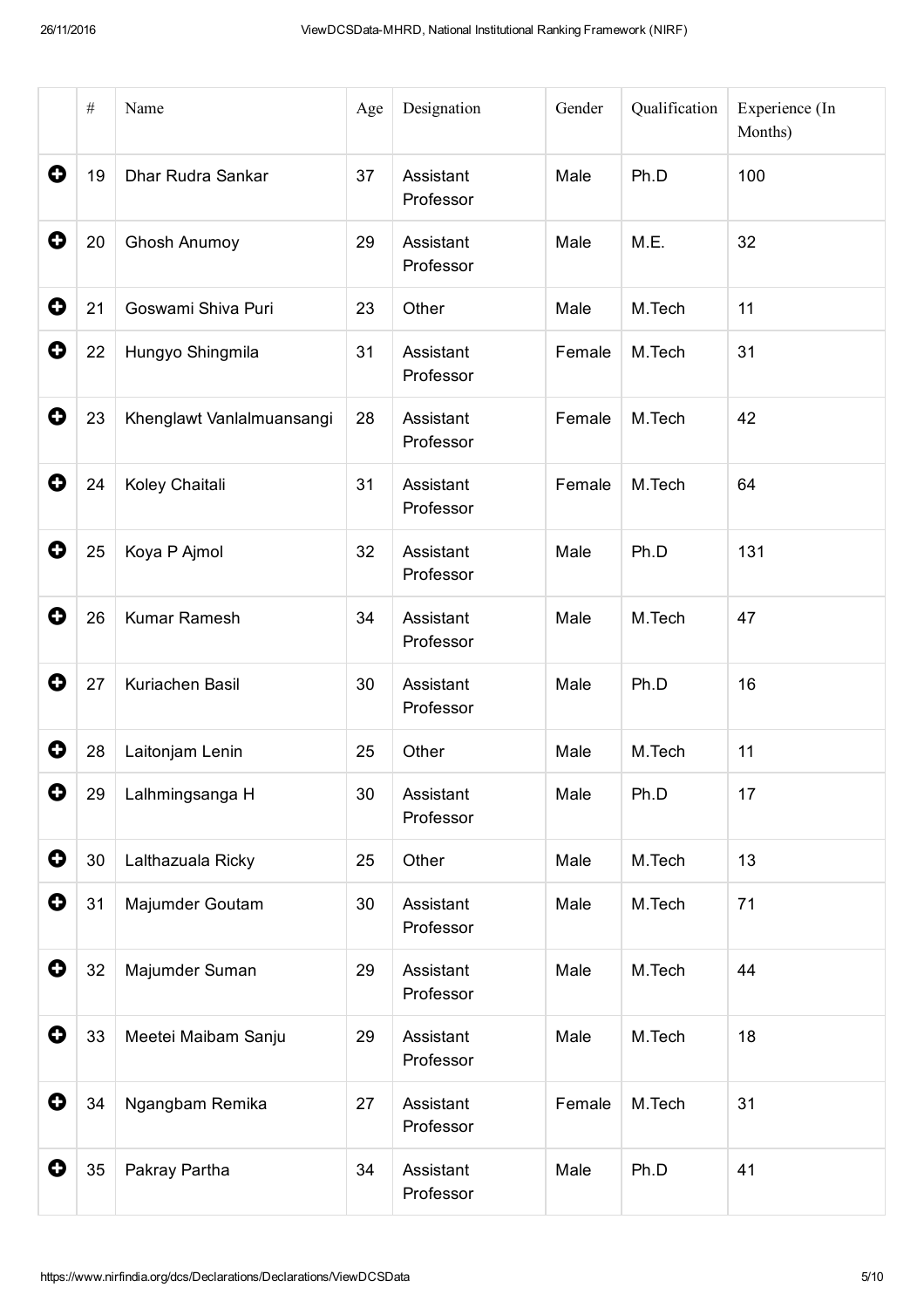| | # | Name | Age | Designation | Gender | Qualification | Experience (In Months) |
|---|---|---|---|---|---|---|---|
| | 19 | Dhar Rudra Sankar | 37 | Assistant Professor | Male | Ph.D | 100 |
| | 20 | Ghosh Anumoy | 29 | Assistant Professor | Male | M.E. | 32 |
| | 21 | Goswami Shiva Puri | 23 | Other | Male | M.Tech | 11 |
| | 22 | Hungyo Shingmila | 31 | Assistant Professor | Female | M.Tech | 31 |
| | 23 | Khenglawt Vanlalmuansangi | 28 | Assistant Professor | Female | M.Tech | 42 |
| | 24 | Koley Chaitali | 31 | Assistant Professor | Female | M.Tech | 64 |
| | 25 | Koya P Ajmol | 32 | Assistant Professor | Male | Ph.D | 131 |
| | 26 | Kumar Ramesh | 34 | Assistant Professor | Male | M.Tech | 47 |
| | 27 | Kuriachen Basil | 30 | Assistant Professor | Male | Ph.D | 16 |
| | 28 | Laitonjam Lenin | 25 | Other | Male | M.Tech | 11 |
| | 29 | Lalhmingsanga H | 30 | Assistant Professor | Male | Ph.D | 17 |
| | 30 | Lalthazuala Ricky | 25 | Other | Male | M.Tech | 13 |
| | 31 | Majumder Goutam | 30 | Assistant Professor | Male | M.Tech | 71 |
| | 32 | Majumder Suman | 29 | Assistant Professor | Male | M.Tech | 44 |
| | 33 | Meetei Maibam Sanju | 29 | Assistant Professor | Male | M.Tech | 18 |
| | 34 | Ngangbam Remika | 27 | Assistant Professor | Female | M.Tech | 31 |
| | 35 | Pakray Partha | 34 | Assistant Professor | Male | Ph.D | 41 |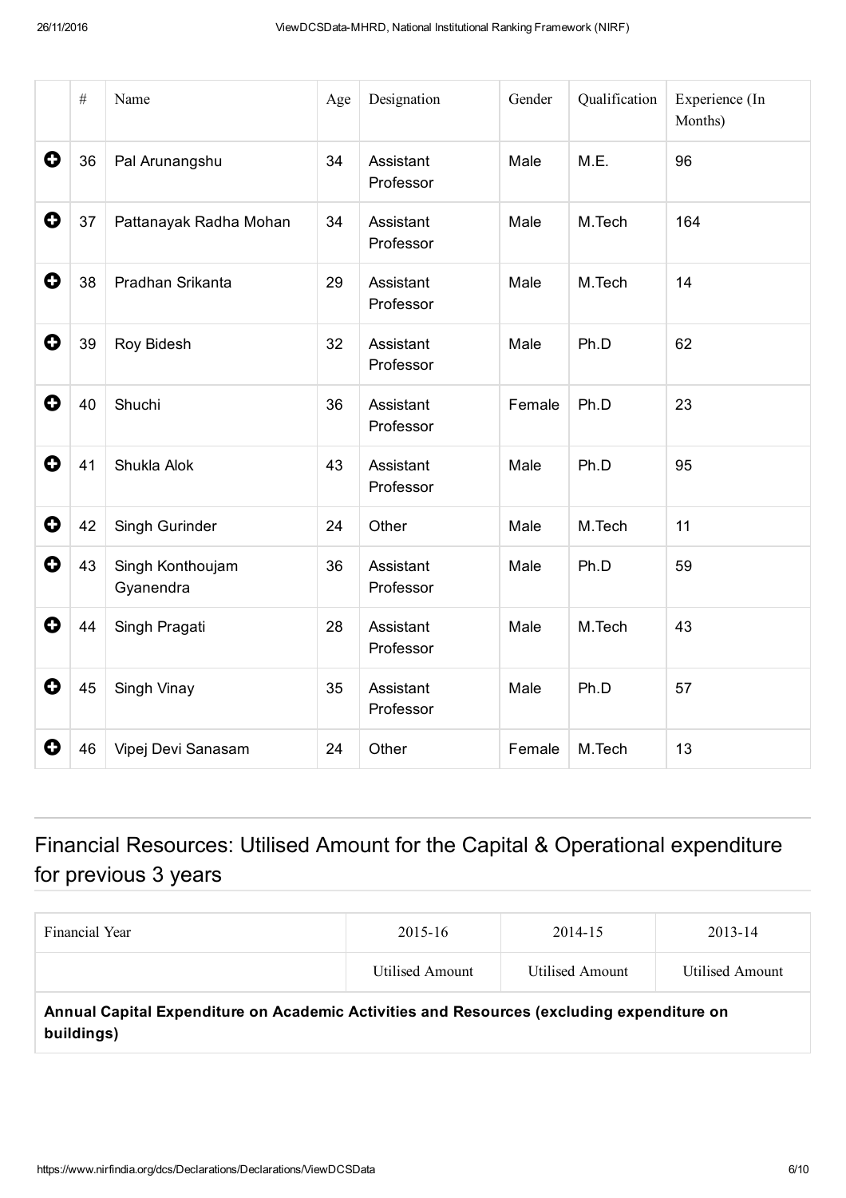| | # | Name | Age | Designation | Gender | Qualification | Experience (In Months) |
|---|---|---|---|---|---|---|---|
| ➕ | 36 | Pal Arunangshu | 34 | Assistant Professor | Male | M.E. | 96 |
| ➕ | 37 | Pattanayak Radha Mohan | 34 | Assistant Professor | Male | M.Tech | 164 |
| ➕ | 38 | Pradhan Srikanta | 29 | Assistant Professor | Male | M.Tech | 14 |
| ➕ | 39 | Roy Bidesh | 32 | Assistant Professor | Male | Ph.D | 62 |
| ➕ | 40 | Shuchi | 36 | Assistant Professor | Female | Ph.D | 23 |
| ➕ | 41 | Shukla Alok | 43 | Assistant Professor | Male | Ph.D | 95 |
| ➕ | 42 | Singh Gurinder | 24 | Other | Male | M.Tech | 11 |
| ➕ | 43 | Singh Konthoujam Gyanendra | 36 | Assistant Professor | Male | Ph.D | 59 |
| ➕ | 44 | Singh Pragati | 28 | Assistant Professor | Male | M.Tech | 43 |
| ➕ | 45 | Singh Vinay | 35 | Assistant Professor | Male | Ph.D | 57 |
| ➕ | 46 | Vipej Devi Sanasam | 24 | Other | Female | M.Tech | 13 |

## Financial Resources: Utilised Amount for the Capital & Operational expenditure for previous 3 years

| Financial Year | 2015-16 | 2014-15 | 2013-14 |
|---|---|---|---|
| | Utilised Amount | Utilised Amount | Utilised Amount |
| **Annual Capital Expenditure on Academic Activities and Resources (excluding expenditure on buildings)** | | | |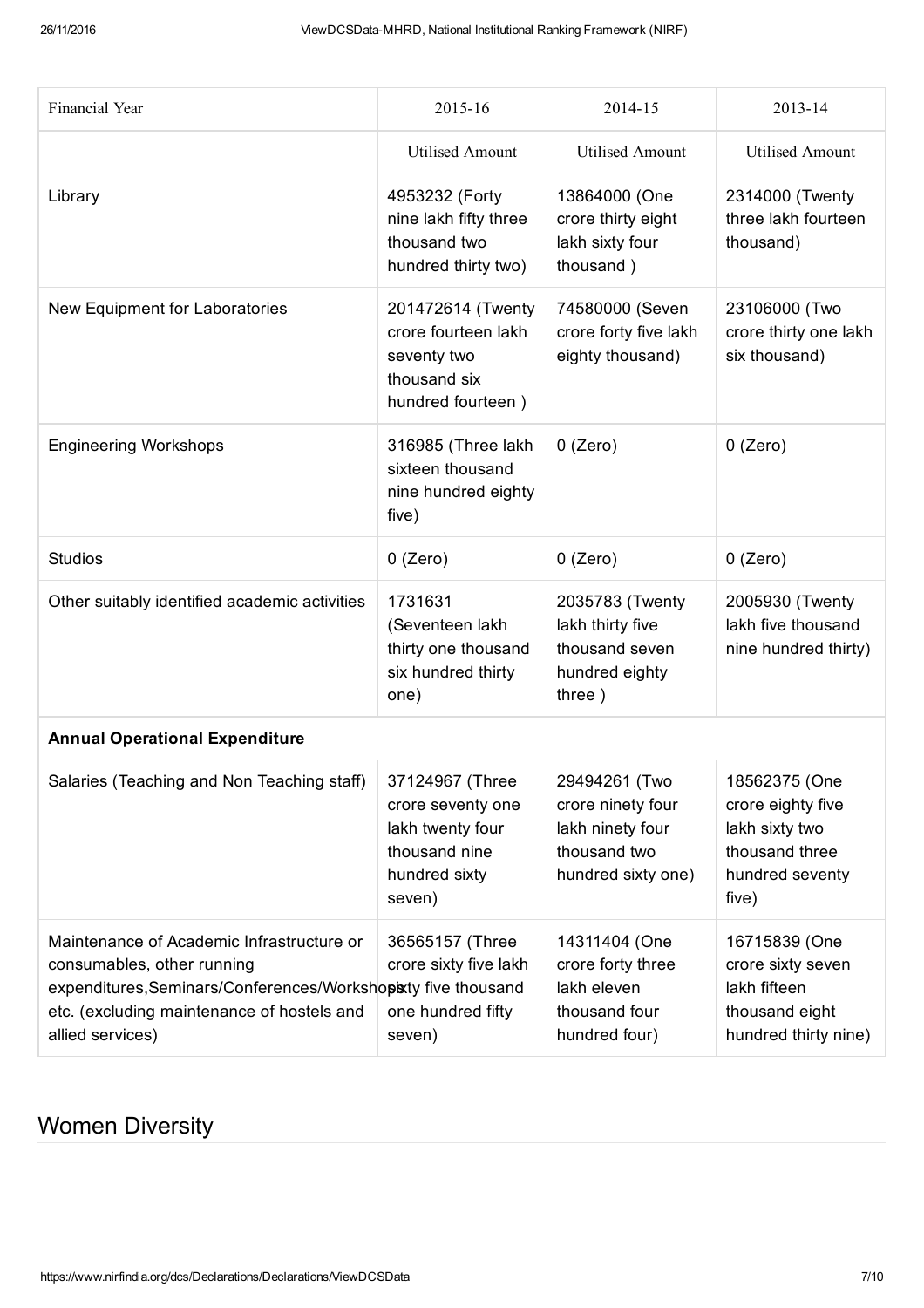| Financial Year | 2015-16 | 2014-15 | 2013-14 |
|---|---|---|---|
| | Utilised Amount | Utilised Amount | Utilised Amount |
| Library | 4953232 (Forty nine lakh fifty three thousand two hundred thirty two) | 13864000 (One crore thirty eight lakh sixty four thousand ) | 2314000 (Twenty three lakh fourteen thousand) |
| New Equipment for Laboratories | 201472614 (Twenty crore fourteen lakh seventy two thousand six hundred fourteen ) | 74580000 (Seven crore forty five lakh eighty thousand) | 23106000 (Two crore thirty one lakh six thousand) |
| Engineering Workshops | 316985 (Three lakh sixteen thousand nine hundred eighty five) | 0 (Zero) | 0 (Zero) |
| Studios | 0 (Zero) | 0 (Zero) | 0 (Zero) |
| Other suitably identified academic activities | 1731631 (Seventeen lakh thirty one thousand six hundred thirty one) | 2035783 (Twenty lakh thirty five thousand seven hundred eighty three ) | 2005930 (Twenty lakh five thousand nine hundred thirty) |
| **Annual Operational Expenditure** | | | |
| Salaries (Teaching and Non Teaching staff) | 37124967 (Three crore seventy one lakh twenty four thousand nine hundred sixty seven) | 29494261 (Two crore ninety four lakh ninety four thousand two hundred sixty one) | 18562375 (One crore eighty five lakh sixty two thousand three hundred seventy five) |
| Maintenance of Academic Infrastructure or consumables, other running expenditures,Seminars/Conferences/Workshops etc. (excluding maintenance of hostels and allied services) | 36565157 (Three crore sixty five lakh sixty five thousand one hundred fifty seven) | 14311404 (One crore forty three lakh eleven thousand four hundred four) | 16715839 (One crore sixty seven lakh fifteen thousand eight hundred thirty nine) |

## Women Diversity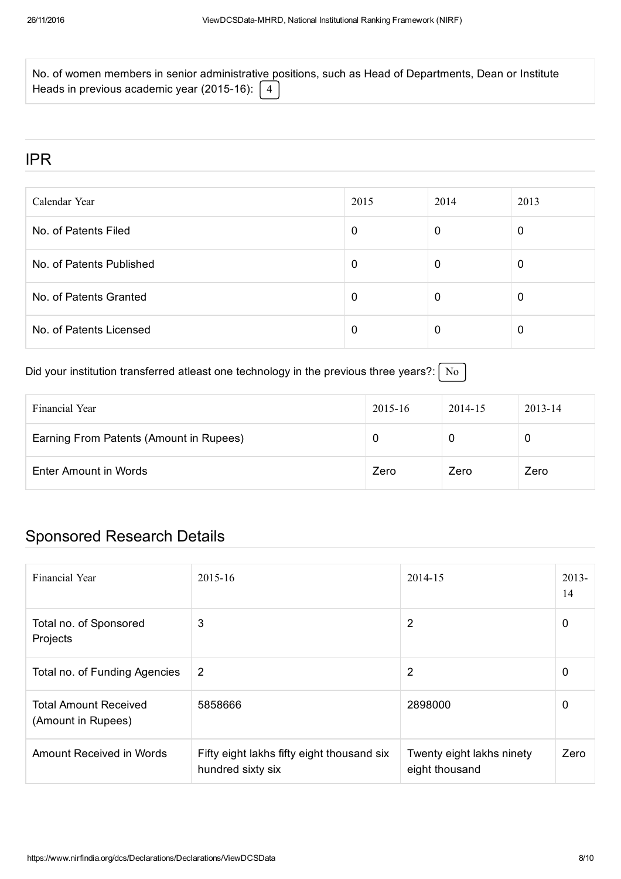No. of women members in senior administrative positions, such as Head of Departments, Dean or Institute Heads in previous academic year (2015-16): 4

## IPR

| Calendar Year | 2015 | 2014 | 2013 |
|---|---|---|---|
| No. of Patents Filed | 0 | 0 | 0 |
| No. of Patents Published | 0 | 0 | 0 |
| No. of Patents Granted | 0 | 0 | 0 |
| No. of Patents Licensed | 0 | 0 | 0 |

Did your institution transferred atleast one technology in the previous three years?: No

| Financial Year | 2015-16 | 2014-15 | 2013-14 |
|---|---|---|---|
| Earning From Patents (Amount in Rupees) | 0 | 0 | 0 |
| Enter Amount in Words | Zero | Zero | Zero |

## Sponsored Research Details

| Financial Year | 2015-16 | 2014-15 | 2013-14 |
|---|---|---|---|
| Total no. of Sponsored Projects | 3 | 2 | 0 |
| Total no. of Funding Agencies | 2 | 2 | 0 |
| Total Amount Received (Amount in Rupees) | 5858666 | 2898000 | 0 |
| Amount Received in Words | Fifty eight lakhs fifty eight thousand six hundred sixty six | Twenty eight lakhs ninety eight thousand | Zero |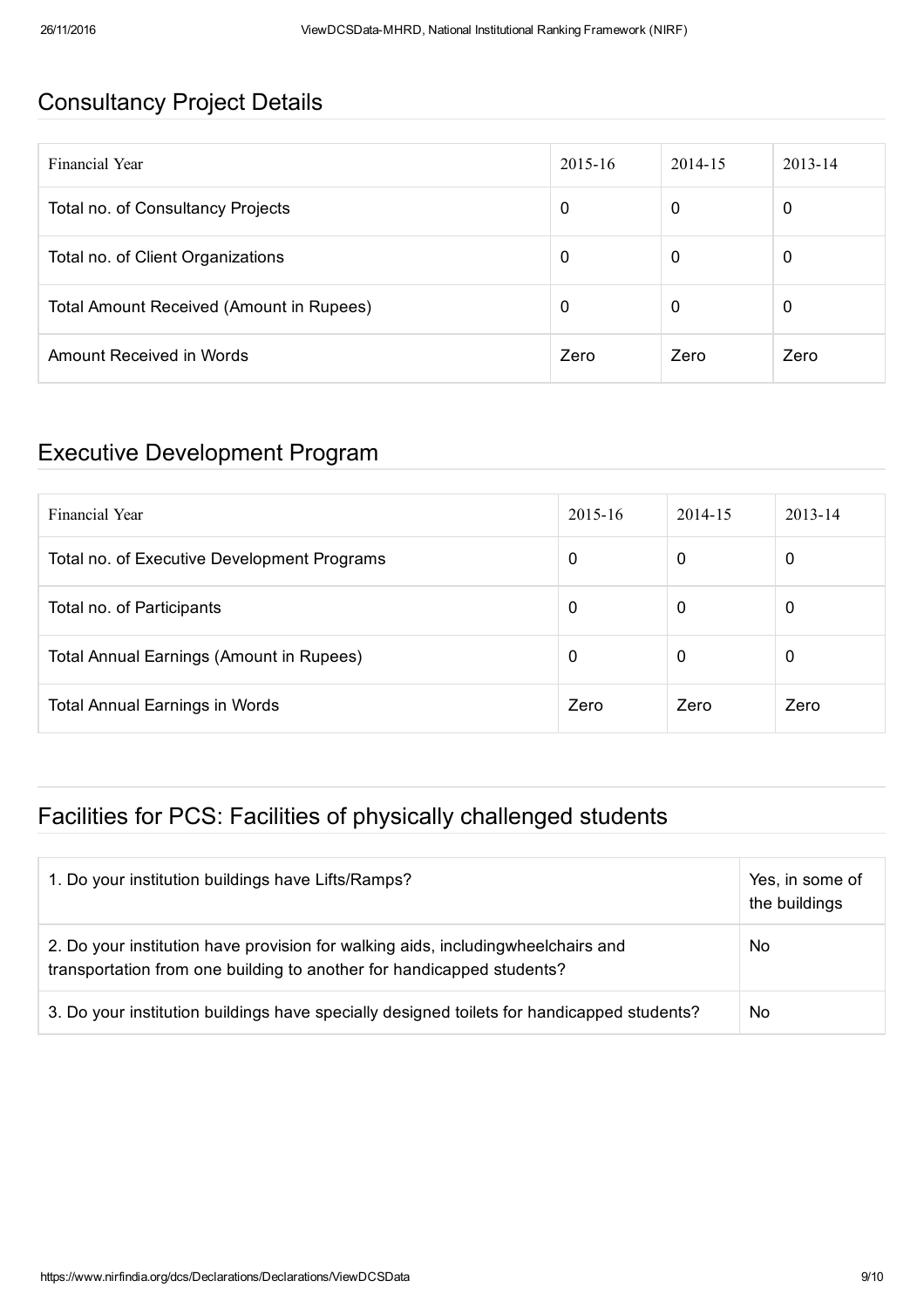## Consultancy Project Details

| Financial Year | 2015-16 | 2014-15 | 2013-14 |
|---|---|---|---|
| Total no. of Consultancy Projects | 0 | 0 | 0 |
| Total no. of Client Organizations | 0 | 0 | 0 |
| Total Amount Received (Amount in Rupees) | 0 | 0 | 0 |
| Amount Received in Words | Zero | Zero | Zero |

## Executive Development Program

| Financial Year | 2015-16 | 2014-15 | 2013-14 |
|---|---|---|---|
| Total no. of Executive Development Programs | 0 | 0 | 0 |
| Total no. of Participants | 0 | 0 | 0 |
| Total Annual Earnings (Amount in Rupees) | 0 | 0 | 0 |
| Total Annual Earnings in Words | Zero | Zero | Zero |

## Facilities for PCS: Facilities of physically challenged students

| | |
|---|---|
| 1. Do your institution buildings have Lifts/Ramps? | Yes, in some of the buildings |
| 2. Do your institution have provision for walking aids, includingwheelchairs and transportation from one building to another for handicapped students? | No |
| 3. Do your institution buildings have specially designed toilets for handicapped students? | No |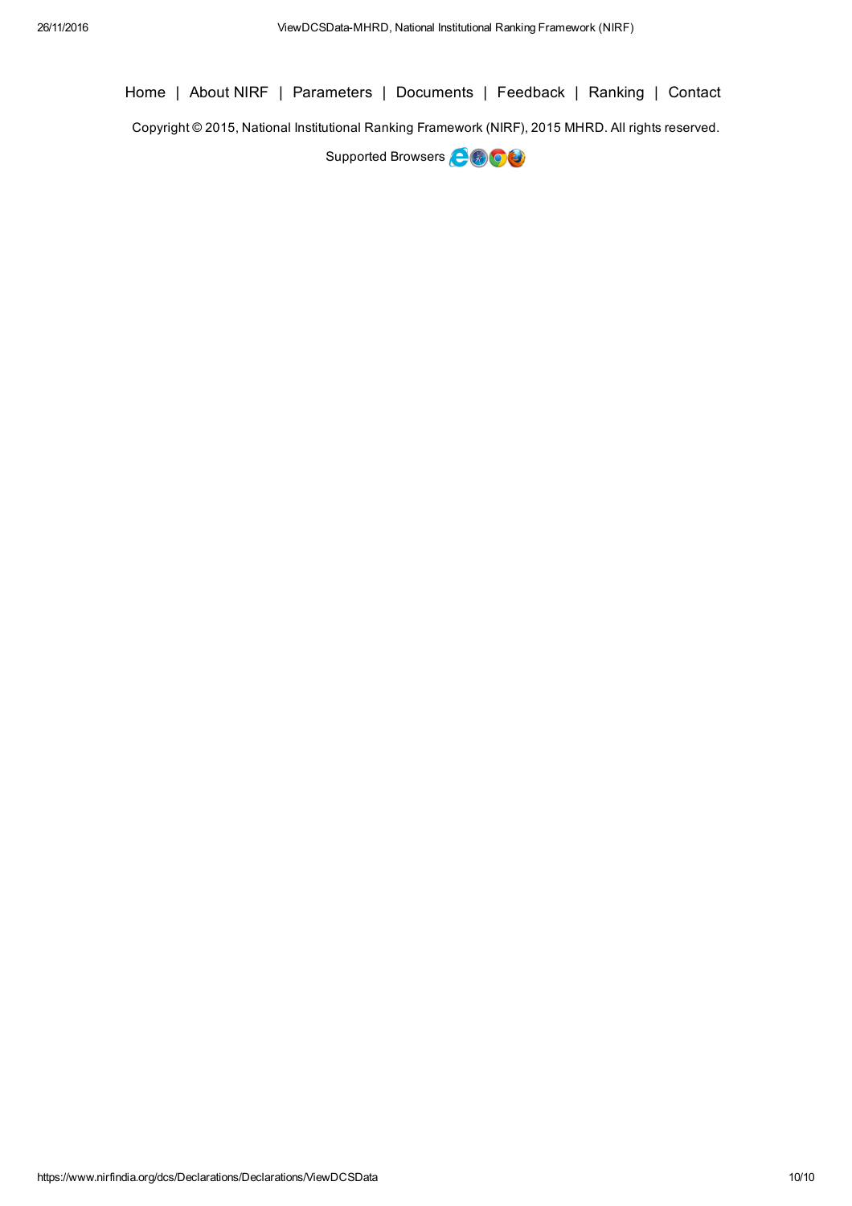Home | About NIRF | Parameters | Documents | Feedback | Ranking | Contact

Copyright © 2015, National Institutional Ranking Framework (NIRF), 2015 MHRD. All rights reserved.

Supported Browsers